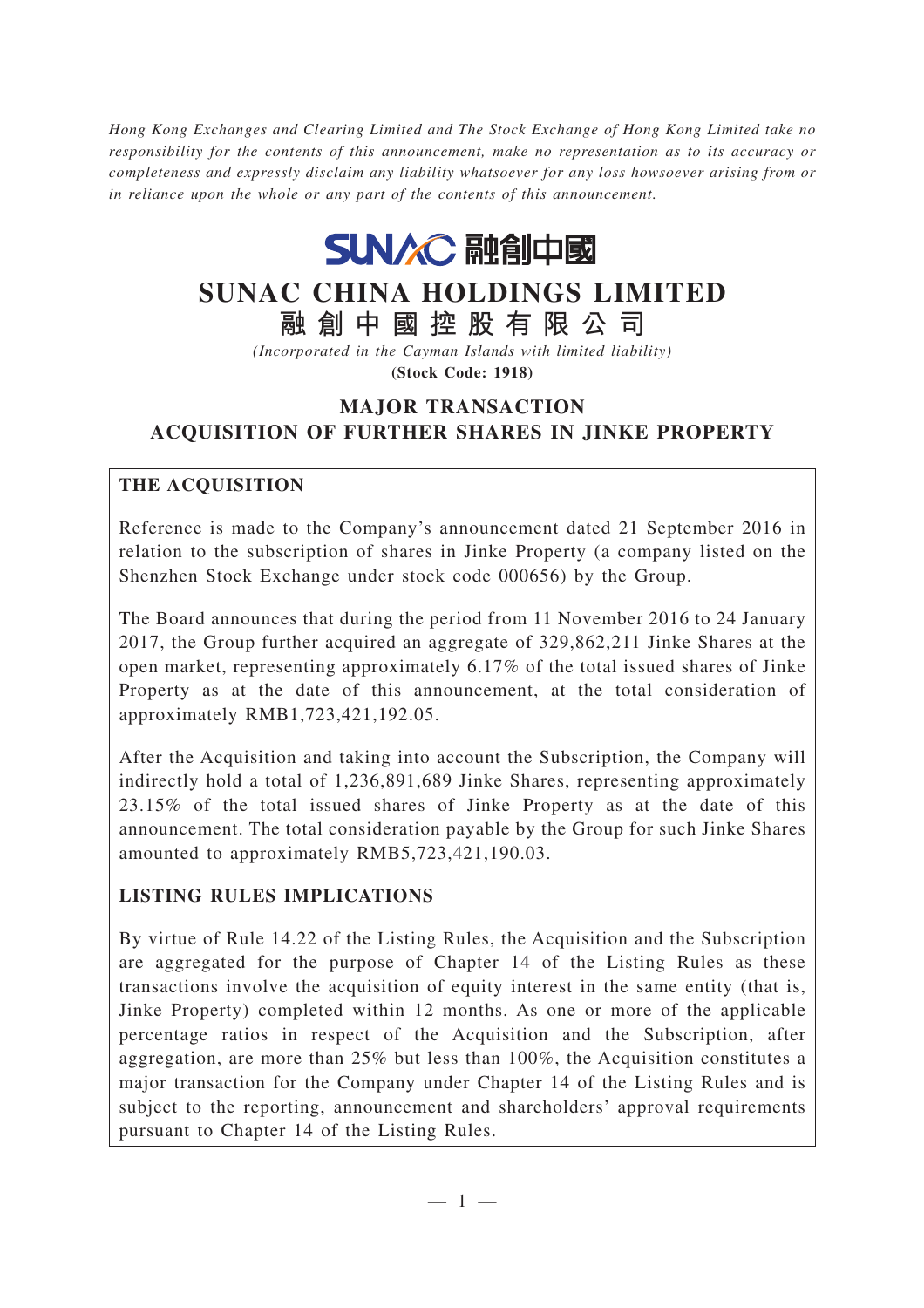*Hong Kong Exchanges and Clearing Limited and The Stock Exchange of Hong Kong Limited take no responsibility for the contents of this announcement, make no representation as to its accuracy or completeness and expressly disclaim any liability whatsoever for any loss howsoever arising from or in reliance upon the whole or any part of the contents of this announcement.*

SUNAC 融創中國

# SUNAC CHINA HOLDINGS LIMITED

# 融創中國控股有限公司

*(Incorporated in the Cayman Islands with limited liability)*

**(Stock Code: 1918)**

## MAJOR TRANSACTION
## ACQUISITION OF FURTHER SHARES IN JINKE PROPERTY

### THE ACQUISITION

Reference is made to the Company's announcement dated 21 September 2016 in relation to the subscription of shares in Jinke Property (a company listed on the Shenzhen Stock Exchange under stock code 000656) by the Group.

The Board announces that during the period from 11 November 2016 to 24 January 2017, the Group further acquired an aggregate of 329,862,211 Jinke Shares at the open market, representing approximately 6.17% of the total issued shares of Jinke Property as at the date of this announcement, at the total consideration of approximately RMB1,723,421,192.05.

After the Acquisition and taking into account the Subscription, the Company will indirectly hold a total of 1,236,891,689 Jinke Shares, representing approximately 23.15% of the total issued shares of Jinke Property as at the date of this announcement. The total consideration payable by the Group for such Jinke Shares amounted to approximately RMB5,723,421,190.03.

### LISTING RULES IMPLICATIONS

By virtue of Rule 14.22 of the Listing Rules, the Acquisition and the Subscription are aggregated for the purpose of Chapter 14 of the Listing Rules as these transactions involve the acquisition of equity interest in the same entity (that is, Jinke Property) completed within 12 months. As one or more of the applicable percentage ratios in respect of the Acquisition and the Subscription, after aggregation, are more than 25% but less than 100%, the Acquisition constitutes a major transaction for the Company under Chapter 14 of the Listing Rules and is subject to the reporting, announcement and shareholders' approval requirements pursuant to Chapter 14 of the Listing Rules.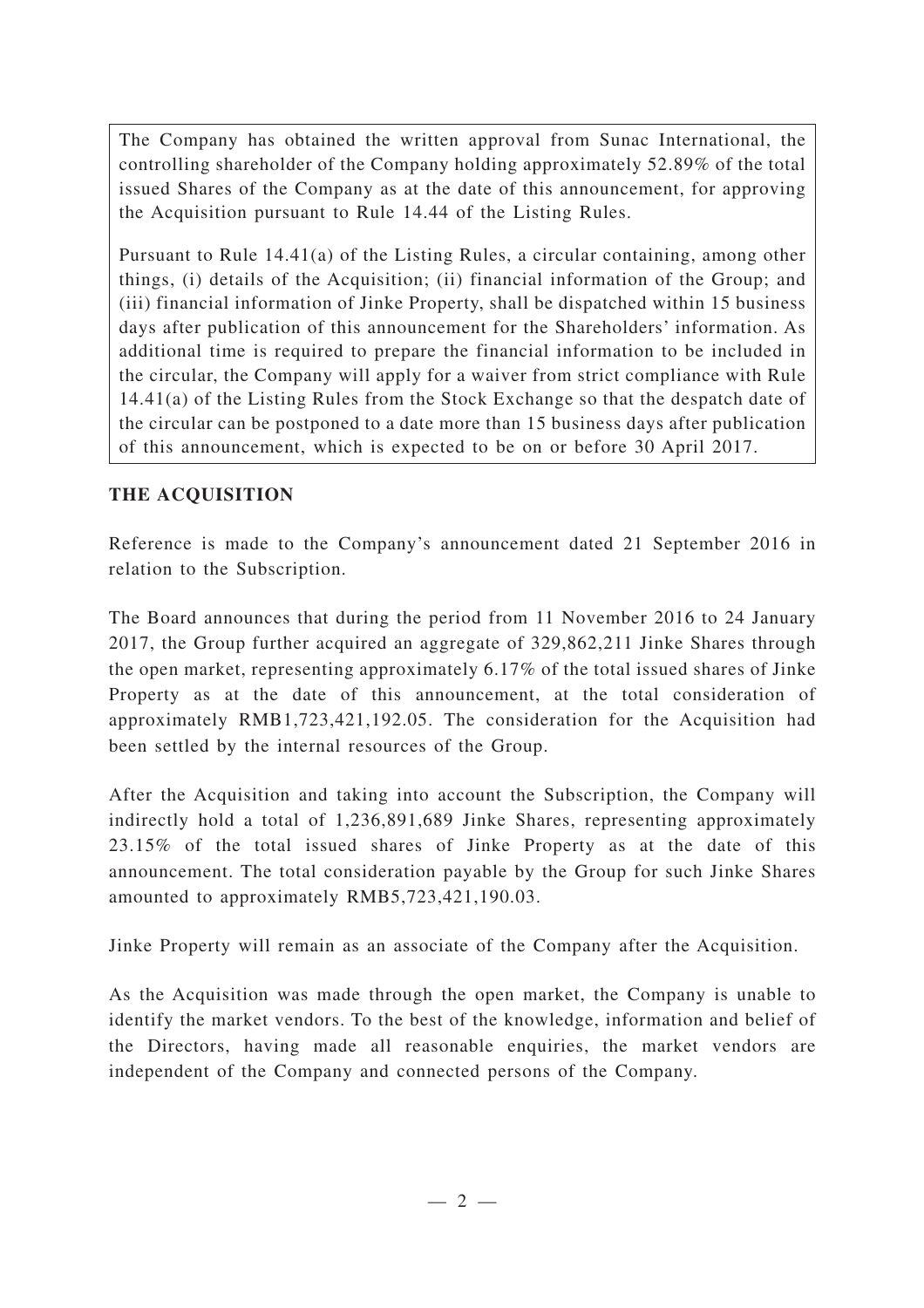The Company has obtained the written approval from Sunac International, the controlling shareholder of the Company holding approximately 52.89% of the total issued Shares of the Company as at the date of this announcement, for approving the Acquisition pursuant to Rule 14.44 of the Listing Rules.

Pursuant to Rule 14.41(a) of the Listing Rules, a circular containing, among other things, (i) details of the Acquisition; (ii) financial information of the Group; and (iii) financial information of Jinke Property, shall be dispatched within 15 business days after publication of this announcement for the Shareholders' information. As additional time is required to prepare the financial information to be included in the circular, the Company will apply for a waiver from strict compliance with Rule 14.41(a) of the Listing Rules from the Stock Exchange so that the despatch date of the circular can be postponed to a date more than 15 business days after publication of this announcement, which is expected to be on or before 30 April 2017.

## THE ACQUISITION

Reference is made to the Company's announcement dated 21 September 2016 in relation to the Subscription.

The Board announces that during the period from 11 November 2016 to 24 January 2017, the Group further acquired an aggregate of 329,862,211 Jinke Shares through the open market, representing approximately 6.17% of the total issued shares of Jinke Property as at the date of this announcement, at the total consideration of approximately RMB1,723,421,192.05. The consideration for the Acquisition had been settled by the internal resources of the Group.

After the Acquisition and taking into account the Subscription, the Company will indirectly hold a total of 1,236,891,689 Jinke Shares, representing approximately 23.15% of the total issued shares of Jinke Property as at the date of this announcement. The total consideration payable by the Group for such Jinke Shares amounted to approximately RMB5,723,421,190.03.

Jinke Property will remain as an associate of the Company after the Acquisition.

As the Acquisition was made through the open market, the Company is unable to identify the market vendors. To the best of the knowledge, information and belief of the Directors, having made all reasonable enquiries, the market vendors are independent of the Company and connected persons of the Company.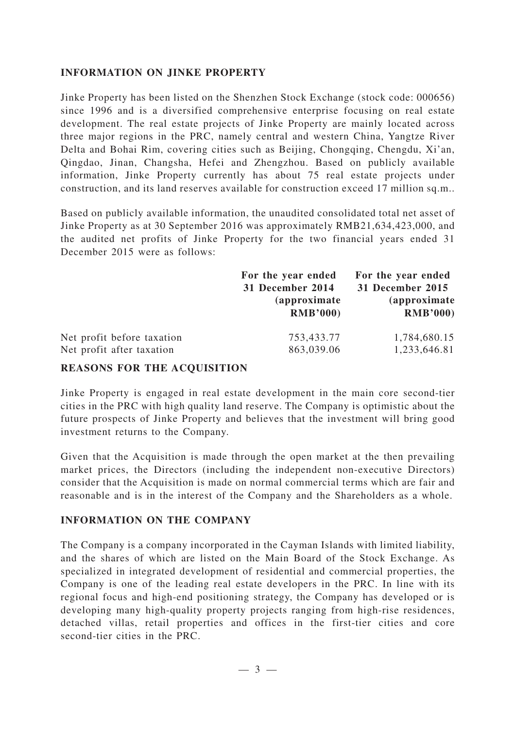## INFORMATION ON JINKE PROPERTY

Jinke Property has been listed on the Shenzhen Stock Exchange (stock code: 000656) since 1996 and is a diversified comprehensive enterprise focusing on real estate development. The real estate projects of Jinke Property are mainly located across three major regions in the PRC, namely central and western China, Yangtze River Delta and Bohai Rim, covering cities such as Beijing, Chongqing, Chengdu, Xi'an, Qingdao, Jinan, Changsha, Hefei and Zhengzhou. Based on publicly available information, Jinke Property currently has about 75 real estate projects under construction, and its land reserves available for construction exceed 17 million sq.m..

Based on publicly available information, the unaudited consolidated total net asset of Jinke Property as at 30 September 2016 was approximately RMB21,634,423,000, and the audited net profits of Jinke Property for the two financial years ended 31 December 2015 were as follows:

| | For the year ended 31 December 2014 (approximate RMB'000) | For the year ended 31 December 2015 (approximate RMB'000) |
|---|---|---|
| Net profit before taxation | 753,433.77 | 1,784,680.15 |
| Net profit after taxation | 863,039.06 | 1,233,646.81 |

## REASONS FOR THE ACQUISITION

Jinke Property is engaged in real estate development in the main core second-tier cities in the PRC with high quality land reserve. The Company is optimistic about the future prospects of Jinke Property and believes that the investment will bring good investment returns to the Company.

Given that the Acquisition is made through the open market at the then prevailing market prices, the Directors (including the independent non-executive Directors) consider that the Acquisition is made on normal commercial terms which are fair and reasonable and is in the interest of the Company and the Shareholders as a whole.

## INFORMATION ON THE COMPANY

The Company is a company incorporated in the Cayman Islands with limited liability, and the shares of which are listed on the Main Board of the Stock Exchange. As specialized in integrated development of residential and commercial properties, the Company is one of the leading real estate developers in the PRC. In line with its regional focus and high-end positioning strategy, the Company has developed or is developing many high-quality property projects ranging from high-rise residences, detached villas, retail properties and offices in the first-tier cities and core second-tier cities in the PRC.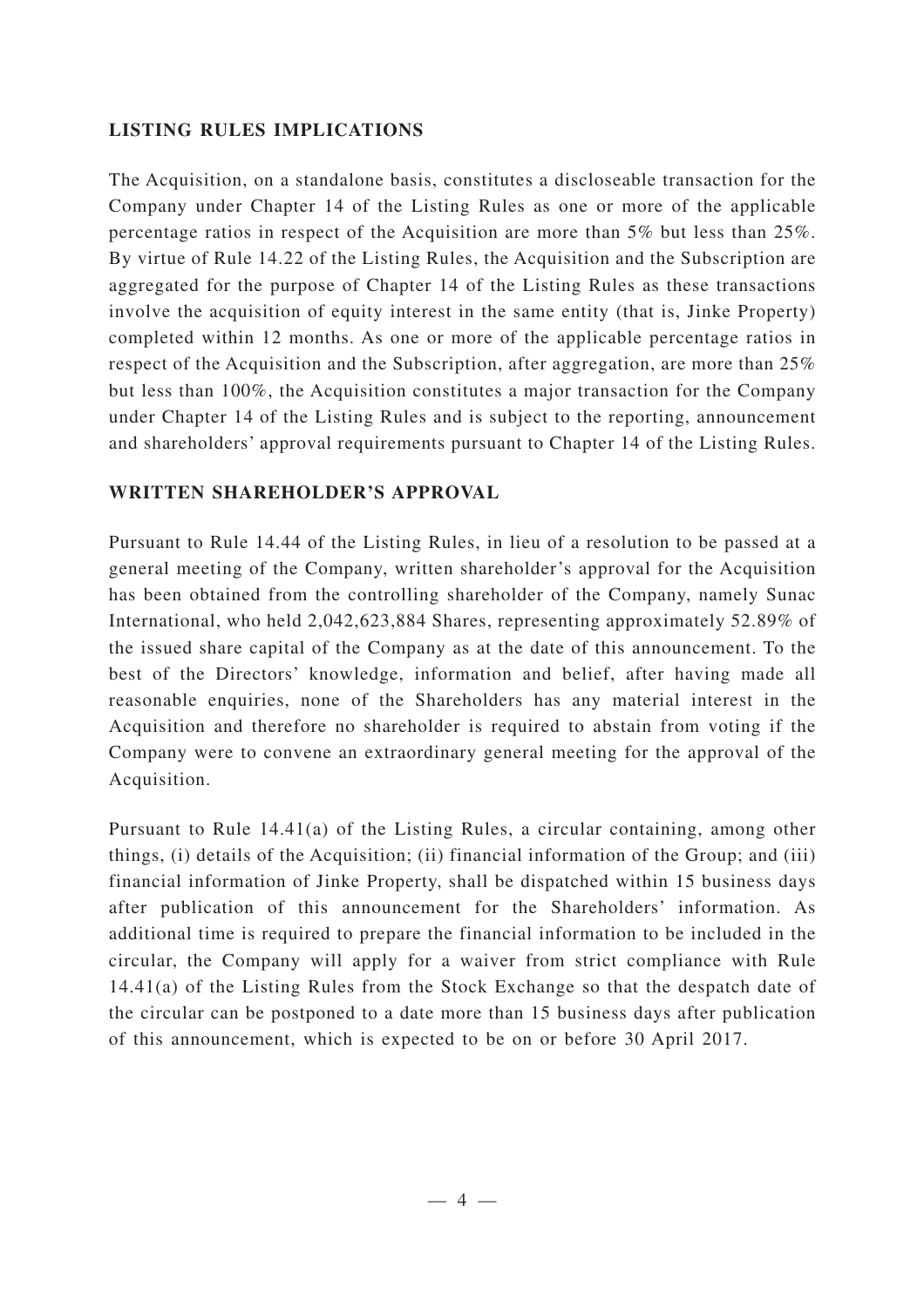## LISTING RULES IMPLICATIONS

The Acquisition, on a standalone basis, constitutes a discloseable transaction for the Company under Chapter 14 of the Listing Rules as one or more of the applicable percentage ratios in respect of the Acquisition are more than 5% but less than 25%. By virtue of Rule 14.22 of the Listing Rules, the Acquisition and the Subscription are aggregated for the purpose of Chapter 14 of the Listing Rules as these transactions involve the acquisition of equity interest in the same entity (that is, Jinke Property) completed within 12 months. As one or more of the applicable percentage ratios in respect of the Acquisition and the Subscription, after aggregation, are more than 25% but less than 100%, the Acquisition constitutes a major transaction for the Company under Chapter 14 of the Listing Rules and is subject to the reporting, announcement and shareholders' approval requirements pursuant to Chapter 14 of the Listing Rules.

## WRITTEN SHAREHOLDER'S APPROVAL

Pursuant to Rule 14.44 of the Listing Rules, in lieu of a resolution to be passed at a general meeting of the Company, written shareholder's approval for the Acquisition has been obtained from the controlling shareholder of the Company, namely Sunac International, who held 2,042,623,884 Shares, representing approximately 52.89% of the issued share capital of the Company as at the date of this announcement. To the best of the Directors' knowledge, information and belief, after having made all reasonable enquiries, none of the Shareholders has any material interest in the Acquisition and therefore no shareholder is required to abstain from voting if the Company were to convene an extraordinary general meeting for the approval of the Acquisition.

Pursuant to Rule 14.41(a) of the Listing Rules, a circular containing, among other things, (i) details of the Acquisition; (ii) financial information of the Group; and (iii) financial information of Jinke Property, shall be dispatched within 15 business days after publication of this announcement for the Shareholders' information. As additional time is required to prepare the financial information to be included in the circular, the Company will apply for a waiver from strict compliance with Rule 14.41(a) of the Listing Rules from the Stock Exchange so that the despatch date of the circular can be postponed to a date more than 15 business days after publication of this announcement, which is expected to be on or before 30 April 2017.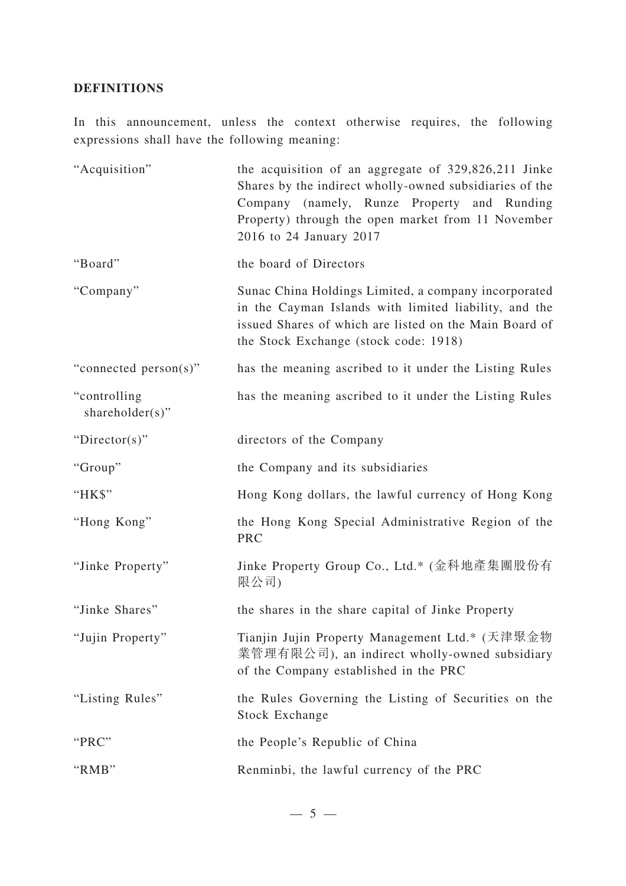**DEFINITIONS**

In this announcement, unless the context otherwise requires, the following expressions shall have the following meaning:

| | |
|---|---|
| "Acquisition" | the acquisition of an aggregate of 329,826,211 Jinke Shares by the indirect wholly-owned subsidiaries of the Company (namely, Runze Property and Runding Property) through the open market from 11 November 2016 to 24 January 2017 |
| "Board" | the board of Directors |
| "Company" | Sunac China Holdings Limited, a company incorporated in the Cayman Islands with limited liability, and the issued Shares of which are listed on the Main Board of the Stock Exchange (stock code: 1918) |
| "connected person(s)" | has the meaning ascribed to it under the Listing Rules |
| "controlling shareholder(s)" | has the meaning ascribed to it under the Listing Rules |
| "Director(s)" | directors of the Company |
| "Group" | the Company and its subsidiaries |
| "HK$" | Hong Kong dollars, the lawful currency of Hong Kong |
| "Hong Kong" | the Hong Kong Special Administrative Region of the PRC |
| "Jinke Property" | Jinke Property Group Co., Ltd.* (金科地產集團股份有限公司) |
| "Jinke Shares" | the shares in the share capital of Jinke Property |
| "Jujin Property" | Tianjin Jujin Property Management Ltd.* (天津聚金物業管理有限公司), an indirect wholly-owned subsidiary of the Company established in the PRC |
| "Listing Rules" | the Rules Governing the Listing of Securities on the Stock Exchange |
| "PRC" | the People's Republic of China |
| "RMB" | Renminbi, the lawful currency of the PRC |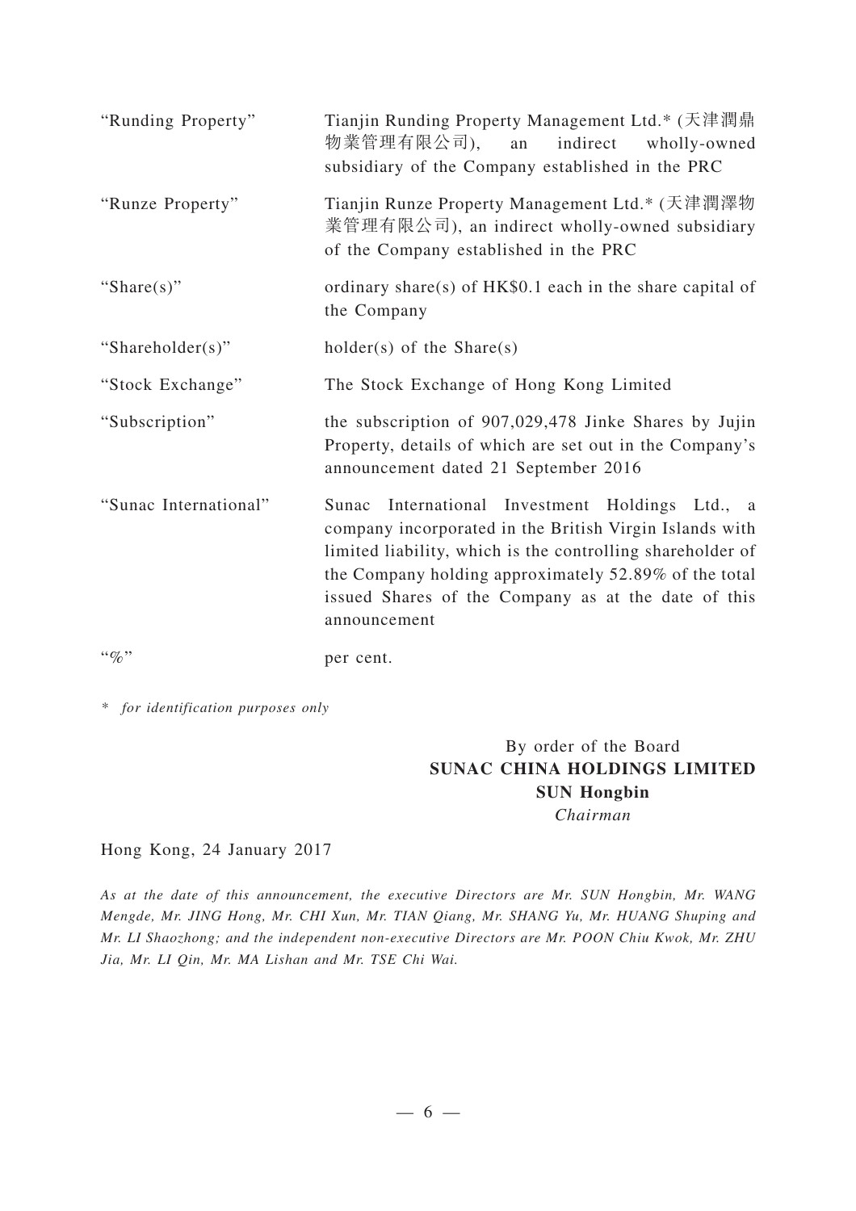| | |
|---|---|
| "Runding Property" | Tianjin Runding Property Management Ltd.* (天津潤鼎物業管理有限公司), an indirect wholly-owned subsidiary of the Company established in the PRC |
| "Runze Property" | Tianjin Runze Property Management Ltd.* (天津潤澤物業管理有限公司), an indirect wholly-owned subsidiary of the Company established in the PRC |
| "Share(s)" | ordinary share(s) of HK$0.1 each in the share capital of the Company |
| "Shareholder(s)" | holder(s) of the Share(s) |
| "Stock Exchange" | The Stock Exchange of Hong Kong Limited |
| "Subscription" | the subscription of 907,029,478 Jinke Shares by Jujin Property, details of which are set out in the Company's announcement dated 21 September 2016 |
| "Sunac International" | Sunac International Investment Holdings Ltd., a company incorporated in the British Virgin Islands with limited liability, which is the controlling shareholder of the Company holding approximately 52.89% of the total issued Shares of the Company as at the date of this announcement |
| "%" | per cent. |

* *for identification purposes only*

By order of the Board
**SUNAC CHINA HOLDINGS LIMITED**
**SUN Hongbin**
*Chairman*

Hong Kong, 24 January 2017

*As at the date of this announcement, the executive Directors are Mr. SUN Hongbin, Mr. WANG Mengde, Mr. JING Hong, Mr. CHI Xun, Mr. TIAN Qiang, Mr. SHANG Yu, Mr. HUANG Shuping and Mr. LI Shaozhong; and the independent non-executive Directors are Mr. POON Chiu Kwok, Mr. ZHU Jia, Mr. LI Qin, Mr. MA Lishan and Mr. TSE Chi Wai.*